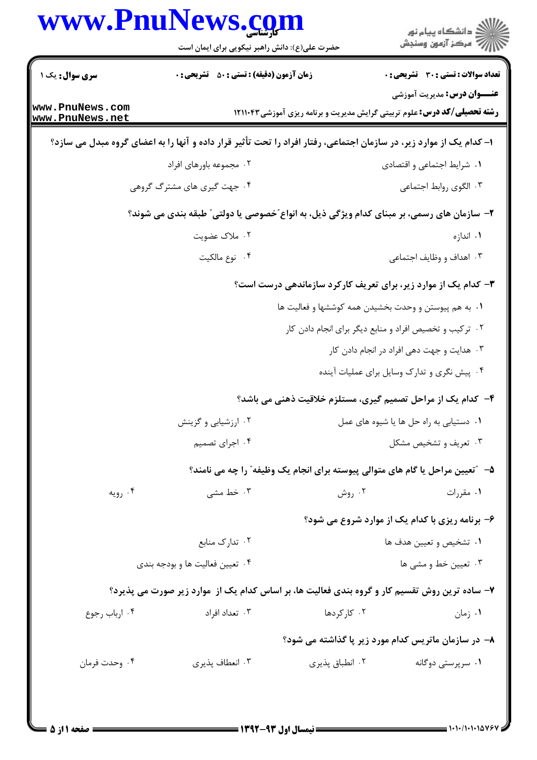**سری سوال:** یک ۱ | **زمان آزمون (دقیقه) : تستی :** ۵۰ **تشریحی :** ۰ | **تعداد سوالات : تستی :** ۳۰ **تشریحی :** ۰

**عنـــوان درس:** مدیریت آموزشی

**رشته تحصیلی/کد درس:** علوم تربیتی گرایش مدیریت و برنامه ریزی آموزشی۱۲۱۱۰۴۳

**۱**– کدام یک از موارد زیر، در سازمان اجتماعی، رفتار افراد را تحت تأثیر قرار داده و آنها را به اعضای گروه مبدل می سازد؟

۱. شرایط اجتماعی و اقتصادی

۲. مجموعه باورهای افراد

۳. الگوی روابط اجتماعی

۴. جهت گیری های مشترک گروهی

**۲**– سازمان های رسمی، بر مبنای کدام ویژگی ذیل، به انواع "خصوصی یا دولتی" طبقه بندی می شوند؟

۱. اندازه

۲. ملاک عضویت

۳. اهداف و وظایف اجتماعی

۴. نوع مالکیت

**۳**– کدام یک از موارد زیر، برای تعریف کارکرد سازماندهی درست است؟

۱. به هم پیوستن و وحدت بخشیدن همه کوششها و فعالیت ها

۲. ترکیب و تخصیص افراد و منابع دیگر برای انجام دادن کار

۳. هدایت و جهت دهی افراد در انجام دادن کار

۴. پیش نگری و تدارک وسایل برای عملیات آینده

**۴**– کدام یک از مراحل تصمیم گیری، مستلزم خلاقیت ذهنی می باشد؟

۱. دستیابی به راه حل ها یا شیوه های عمل

۲. ارزشیابی و گزینش

۳. تعریف و تشخیص مشکل

۴. اجرای تصمیم

**۵**– "تعیین مراحل یا گام های متوالی پیوسته برای انجام یک وظیفه" را چه می نامند؟

۱. مقررات

۲. روش

۳. خط مشی

۴. رویه

**۶**– برنامه ریزی با کدام یک از موارد شروع می شود؟

۱. تشخیص و تعیین هدف ها

۲. تدارک منابع

۳. تعیین خط و مشی ها

۴. تعیین فعالیت ها و بودجه بندی

**۷**– ساده ترین روش تقسیم کار و گروه بندی فعالیت ها، بر اساس کدام یک از موارد زیر صورت می پذیرد؟

۱. زمان

۲. کارکردها

۳. تعداد افراد

۴. ارباب رجوع

**۸**– در سازمان ماتریس کدام مورد زیر پا گذاشته می شود؟

۱. سرپرستی دوگانه

۲. انطباق پذیری

۳. انعطاف پذیری

۴. وحدت فرمان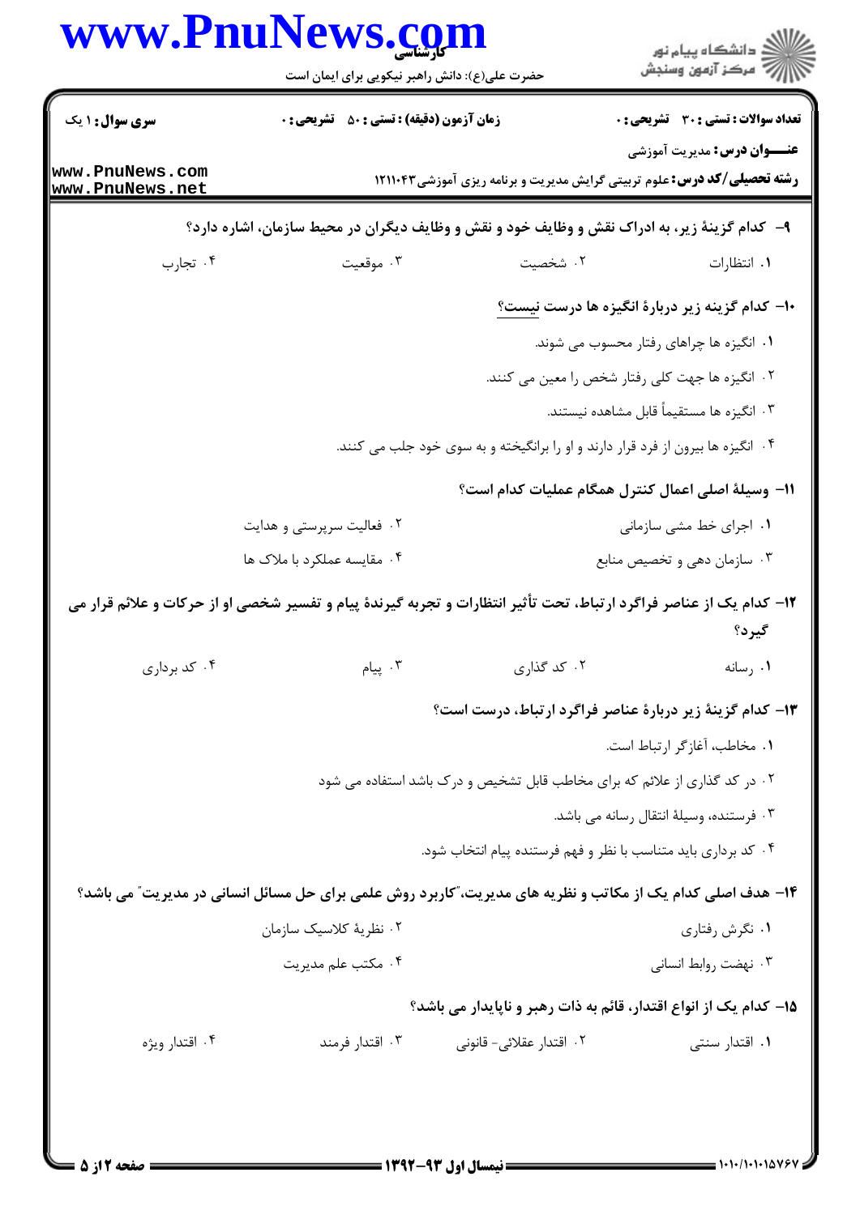**سری سؤال:** ۱ یک

**زمان آزمون (دقیقه) : تستی : ۵۰ تشریحی : ۰**

**تعداد سوالات : تستی : ۳۰ تشریحی : ۰**

**عنـــوان درس:** مدیریت آموزشی

**رشته تحصیلی/کد درس:** علوم تربیتی گرایش مدیریت و برنامه ریزی آموزشی ۱۲۱۱۰۴۳

**۹- کدام گزینهٔ زیر، به ادراک نقش و وظایف خود و نقش و وظایف دیگران در محیط سازمان، اشاره دارد؟**

۱. انتظارات
۲. شخصیت
۳. موقعیت
۴. تجارب

**۱۰- کدام گزینه زیر دربارهٔ انگیزه ها درست نیست؟**

۱. انگیزه ها چراهای رفتار محسوب می شوند.
۲. انگیزه ها جهت کلی رفتار شخص را معین می کنند.
۳. انگیزه ها مستقیماً قابل مشاهده نیستند.
۴. انگیزه ها بیرون از فرد قرار دارند و او را برانگیخته و به سوی خود جلب می کنند.

**۱۱- وسیلهٔ اصلی اعمال کنترل همگام عملیات کدام است؟**

۱. اجرای خط مشی سازمانی
۲. فعالیت سرپرستی و هدایت
۳. سازمان دهی و تخصیص منابع
۴. مقایسه عملکرد با ملاک ها

**۱۲- کدام یک از عناصر فراگرد ارتباط، تحت تأثیر انتظارات و تجربه گیرندهٔ پیام و تفسیر شخصی او از حرکات و علائم قرار می گیرد؟**

۱. رسانه
۲. کد گذاری
۳. پیام
۴. کد برداری

**۱۳- کدام گزینهٔ زیر دربارهٔ عناصر فراگرد ارتباط، درست است؟**

۱. مخاطب، آغازگر ارتباط است.
۲. در کد گذاری از علائم که برای مخاطب قابل تشخیص و درک باشد استفاده می شود
۳. فرستنده، وسیلهٔ انتقال رسانه می باشد.
۴. کد برداری باید متناسب با نظر و فهم فرستنده پیام انتخاب شود.

**۱۴- هدف اصلی کدام یک از مکاتب و نظریه های مدیریت،"کاربرد روش علمی برای حل مسائل انسانی در مدیریت" می باشد؟**

۱. نگرش رفتاری
۲. نظریهٔ کلاسیک سازمان
۳. نهضت روابط انسانی
۴. مکتب علم مدیریت

**۱۵- کدام یک از انواع اقتدار، قائم به ذات رهبر و ناپایدار می باشد؟**

۱. اقتدار سنتی
۲. اقتدار عقلائی- قانونی
۳. اقتدار فرمند
۴. اقتدار ویژه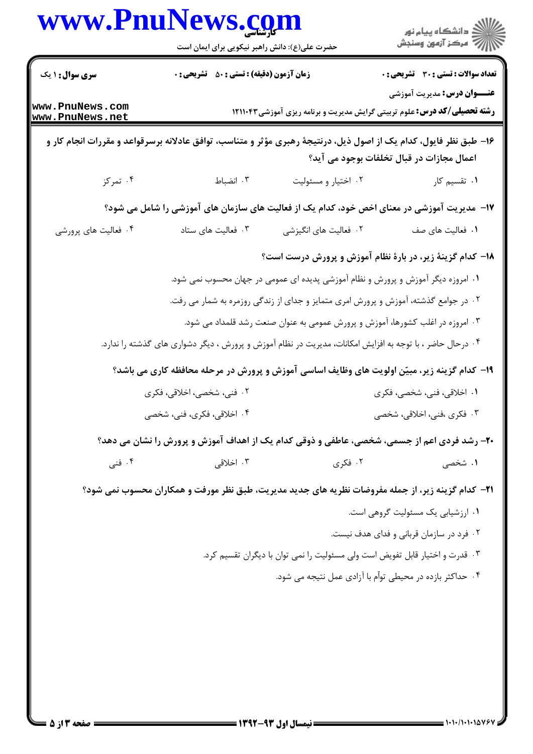۱۶- طبق نظر فایول، کدام یک از اصول ذیل، درنتیجهٔ رهبری مؤثر و متناسب، توافق عادلانه برسرقواعد و مقررات انجام کار و اعمال مجازات در قبال تخلفات بوجود می آید؟

۱. تقسیم کار
۲. اختیار و مسئولیت
۳. انضباط
۴. تمرکز

۱۷- مدیریت آموزشی در معنای اخص خود، کدام یک از فعالیت های سازمان های آموزشی را شامل می شود؟

۱. فعالیت های صف
۲. فعالیت های انگیزشی
۳. فعالیت های ستاد
۴. فعالیت های پرورشی

۱۸- کدام گزینهٔ زیر، در بارهٔ نظام آموزش و پرورش درست است؟

۱. امروزه دیگر آموزش و پرورش و نظام آموزشی پدیده ای عمومی در جهان محسوب نمی شود.
۲. در جوامع گذشته، آموزش و پرورش امری متمایز و جدای از زندگی روزمره به شمار می رفت.
۳. امروزه در اغلب کشورها، آموزش و پرورش عمومی به عنوان صنعت رشد قلمداد می شود.
۴. درحال حاضر ، با توجه به افزایش امکانات، مدیریت در نظام آموزش و پرورش ، دیگر دشواری های گذشته را ندارد.

۱۹- کدام گزینه زیر، مبیّن اولویت های وظایف اساسی آموزش و پرورش در مرحله محافظه کاری می باشد؟

۱. اخلاقی، فنی، شخصی، فکری
۲. فنی، شخصی، اخلاقی، فکری
۳. فکری ،فنی، اخلاقی، شخصی
۴. اخلاقی، فکری، فنی، شخصی

۲۰- رشد فردی اعم از جسمی، شخصی، عاطفی و ذوقی کدام یک از اهداف آموزش و پرورش را نشان می دهد؟

۱. شخصی
۲. فکری
۳. اخلاقی
۴. فنی

۲۱- کدام گزینه زیر، از جمله مفروضات نظریه های جدید مدیریت، طبق نظر مورفت و همکاران محسوب نمی شود؟

۱. ارزشیابی یک مسئولیت گروهی است.
۲. فرد در سازمان قربانی و فدای هدف نیست.
۳. قدرت و اختیار قابل تفویض است ولی مسئولیت را نمی توان با دیگران تقسیم کرد.
۴. حداکثر بازده در محیطی توأم با آزادی عمل نتیجه می شود.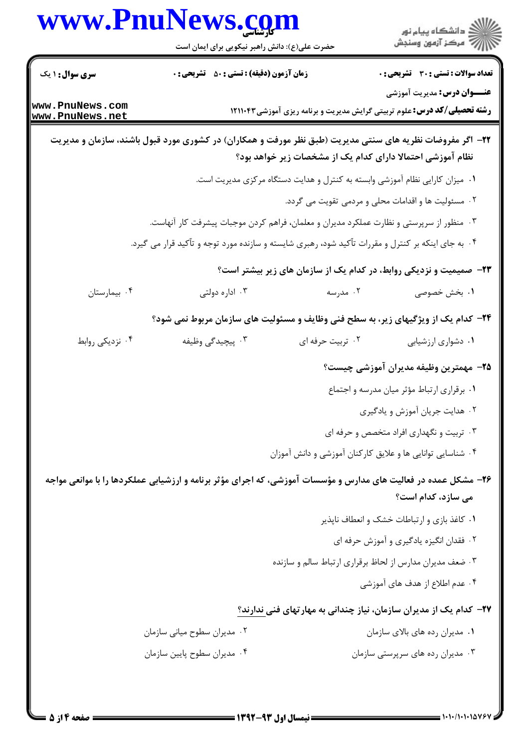**سری سوال:** ۱ یک | **زمان آزمون (دقیقه) : تستی :** ۵۰ **تشریحی :** ۰ | **تعداد سوالات : تستی :** ۳۰ **تشریحی :** ۰

**عنـــوان درس:** مدیریت آموزشی

**رشته تحصیلی/کد درس:** علوم تربیتی گرایش مدیریت و برنامه ریزی آموزشی۱۲۱۱۰۴۳

**۲۲-** اگر مفروضات نظریه های سنتی مدیریت (طبق نظر مورفت و همکاران) در کشوری مورد قبول باشند، سازمان و مدیریت نظام آموزشی احتمالا دارای کدام یک از مشخصات زیر خواهد بود؟

۱. میزان کارایی نظام آموزشی وابسته به کنترل و هدایت دستگاه مرکزی مدیریت است.

۲. مسئولیت ها و اقدامات محلی و مردمی تقویت می گردد.

۳. منظور از سرپرستی و نظارت عملکرد مدیران و معلمان، فراهم کردن موجبات پیشرفت کار آنهاست.

۴. به جای اینکه بر کنترل و مقررات تأکید شود، رهبری شایسته و سازنده مورد توجه و تأکید قرار می گیرد.

**۲۳-** صمیمیت و نزدیکی روابط، در کدام یک از سازمان های زیر بیشتر است؟

۱. بخش خصوصی ۲. مدرسه ۳. اداره دولتی ۴. بیمارستان

**۲۴-** کدام یک از ویژگیهای زیر، به سطح فنی وظایف و مسئولیت های سازمان مربوط نمی شود؟

۱. دشواری ارزشیابی ۲. تربیت حرفه ای ۳. پیچیدگی وظیفه ۴. نزدیکی روابط

**۲۵-** مهمترین وظیفه مدیران آموزشی چیست؟

۱. برقراری ارتباط مؤثر میان مدرسه و اجتماع

۲. هدایت جریان آموزش و یادگیری

۳. تربیت و نگهداری افراد متخصص و حرفه ای

۴. شناسایی توانایی ها و علایق کارکنان آموزشی و دانش آموزان

**۲۶-** مشکل عمده در فعالیت های مدارس و مؤسسات آموزشی، که اجرای مؤثر برنامه و ارزشیابی عملکردها را با موانعی مواجه می سازد، کدام است؟

۱. کاغذ بازی و ارتباطات خشک و انعطاف ناپذیر

۲. فقدان انگیزه یادگیری و آموزش حرفه ای

۳. ضعف مدیران مدارس از لحاظ برقراری ارتباط سالم و سازنده

۴. عدم اطلاع از هدف های آموزشی

**۲۷-** کدام یک از مدیران سازمان، نیاز چندانی به مهارتهای فنی ندارند؟

۱. مدیران رده های بالای سازمان ۲. مدیران سطوح میانی سازمان

۳. مدیران رده های سرپرستی سازمان ۴. مدیران سطوح پایین سازمان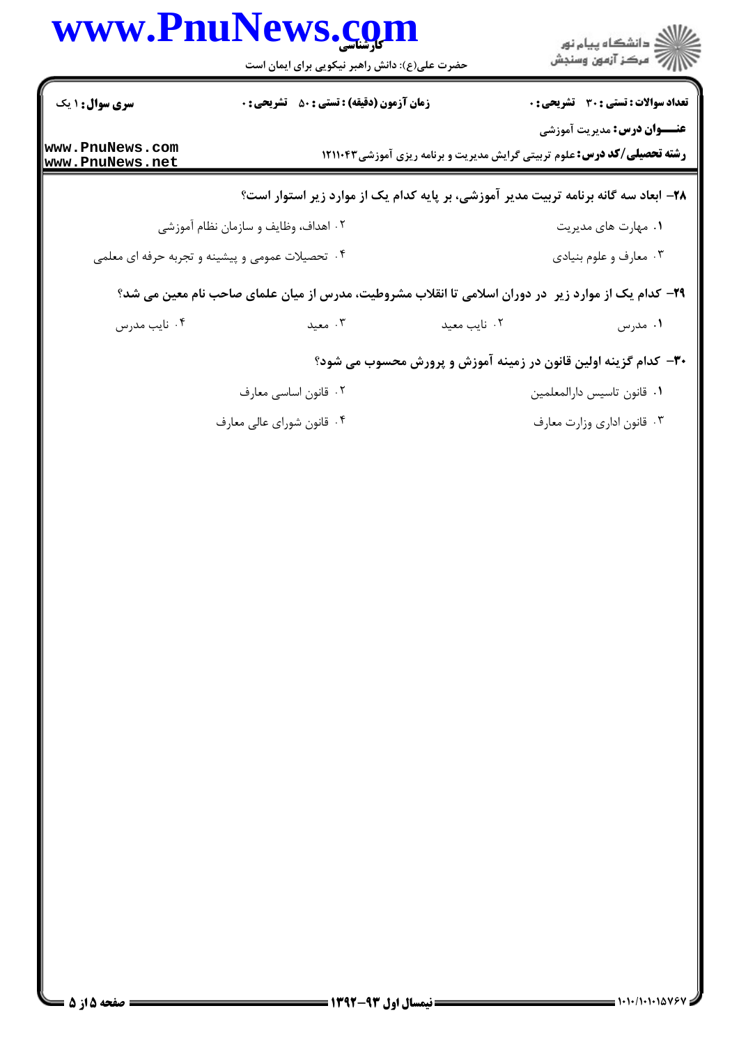۲۸- ابعاد سه گانه برنامه تربیت مدیر آموزشی، بر پایه کدام یک از موارد زیر استوار است؟

۱. مهارت های مدیریت

۲. اهداف، وظایف و سازمان نظام آموزشی

۳. معارف و علوم بنیادی

۴. تحصیلات عمومی و پیشینه و تجربه حرفه ای معلمی

۲۹- کدام یک از موارد زیر در دوران اسلامی تا انقلاب مشروطیت، مدرس از میان علمای صاحب نام معین می شد؟

۱. مدرس

۲. نایب معید

۳. معید

۴. نایب مدرس

۳۰- کدام گزینه اولین قانون در زمینه آموزش و پرورش محسوب می شود؟

۱. قانون تاسیس دارالمعلمین

۲. قانون اساسی معارف

۳. قانون اداری وزارت معارف

۴. قانون شورای عالی معارف